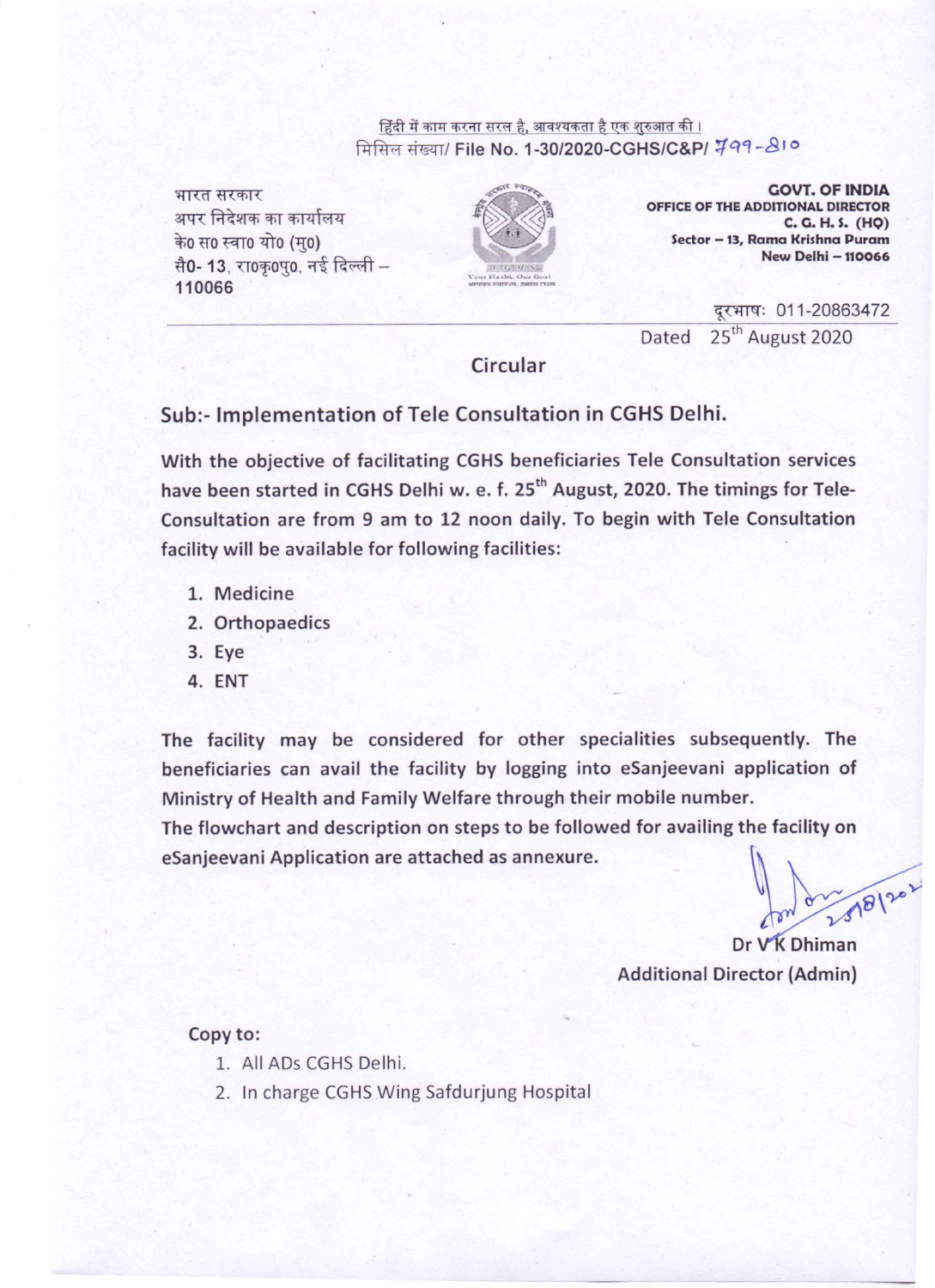हिंदी में काम करना सरल है, आवश्यकता है एक शुरुआत की।
मिसिल संख्या/ File No. 1-30/2020-CGHS/C&P/ 799-810

भारत सरकार
अपर निदेशक का कार्यालय
के० स० स्वा० यो० (मु०)
सै0- 13, रा०कृ०पु०, नई दिल्ली – 110066

**GOVT. OF INDIA**
**OFFICE OF THE ADDITIONAL DIRECTOR**
**C. G. H. S. (HQ)**
**Sector – 13, Rama Krishna Puram**
**New Delhi – 110066**

दूरभाष: 011-20863472

Dated 25th August 2020

## Circular

### Sub:- Implementation of Tele Consultation in CGHS Delhi.

**With the objective of facilitating CGHS beneficiaries Tele Consultation services have been started in CGHS Delhi w. e. f. 25th August, 2020. The timings for Tele-Consultation are from 9 am to 12 noon daily. To begin with Tele Consultation facility will be available for following facilities:**

1. **Medicine**
2. **Orthopaedics**
3. **Eye**
4. **ENT**

**The facility may be considered for other specialities subsequently. The beneficiaries can avail the facility by logging into eSanjeevani application of Ministry of Health and Family Welfare through their mobile number.**
**The flowchart and description on steps to be followed for availing the facility on eSanjeevani Application are attached as annexure.**

25/8/2020

**Dr V K Dhiman**
**Additional Director (Admin)**

**Copy to:**

1. All ADs CGHS Delhi.
2. In charge CGHS Wing Safdurjung Hospital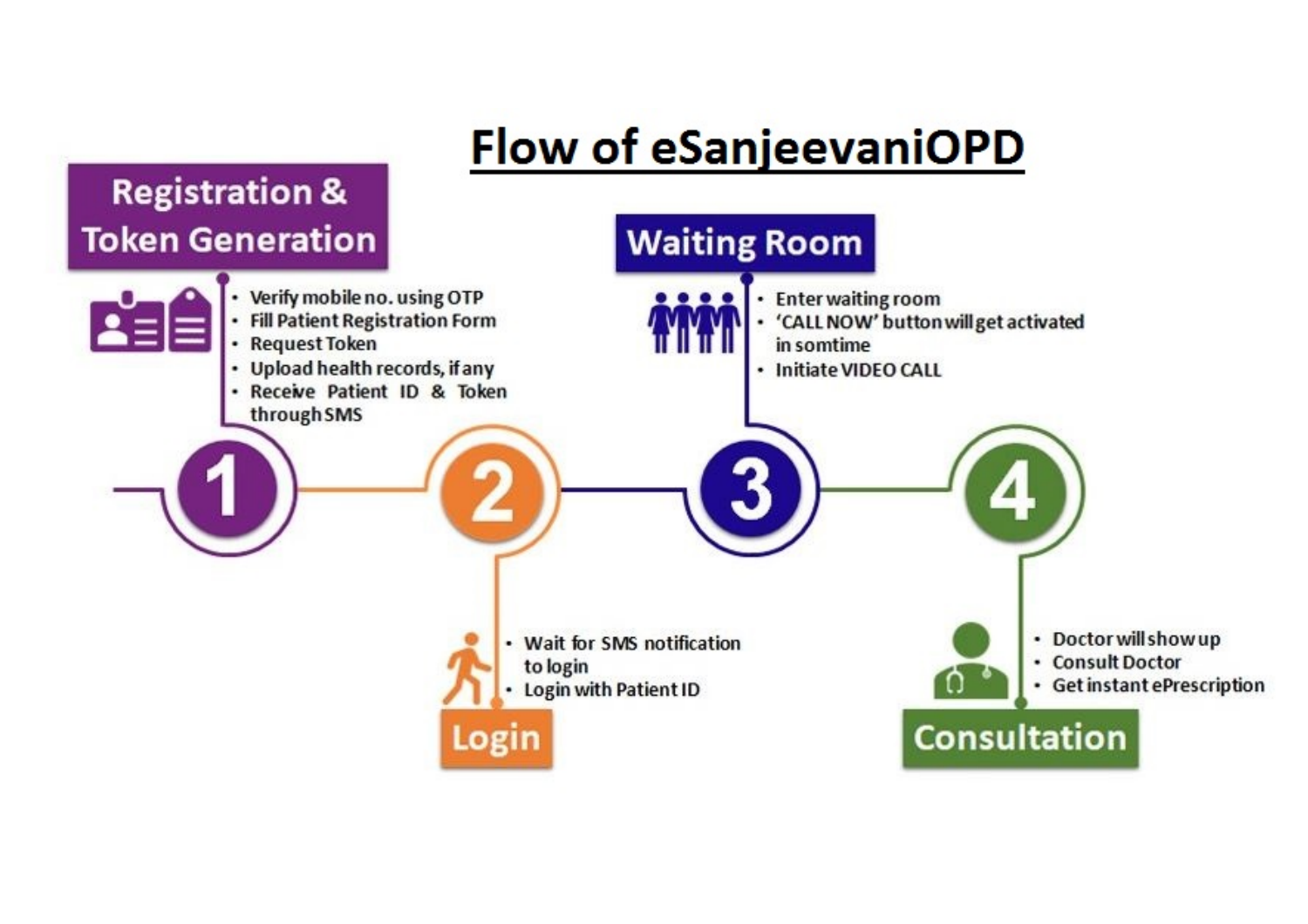# Flow of eSanjeevaniOPD

## 1. Registration & Token Generation

- Verify mobile no. using OTP
- Fill Patient Registration Form
- Request Token
- Upload health records, if any
- Receive Patient ID & Token through SMS

## 2. Login

- Wait for SMS notification to login
- Login with Patient ID

## 3. Waiting Room

- Enter waiting room
- 'CALL NOW' button will get activated in somtime
- Initiate VIDEO CALL

## 4. Consultation

- Doctor will show up
- Consult Doctor
- Get instant ePrescription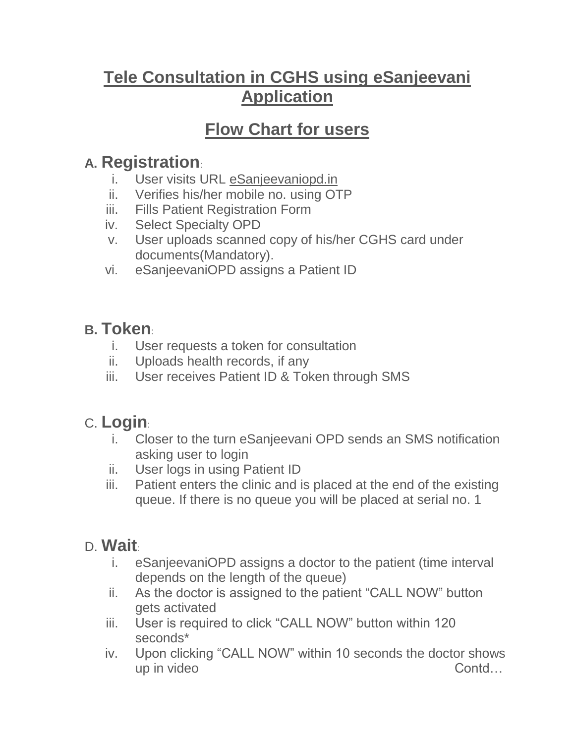# Tele Consultation in CGHS using eSanjeevani Application

## Flow Chart for users

### A. Registration:

i. User visits URL eSanjeevaniopd.in
ii. Verifies his/her mobile no. using OTP
iii. Fills Patient Registration Form
iv. Select Specialty OPD
v. User uploads scanned copy of his/her CGHS card under documents(Mandatory).
vi. eSanjeevaniOPD assigns a Patient ID

### B. Token:

i. User requests a token for consultation
ii. Uploads health records, if any
iii. User receives Patient ID & Token through SMS

### C. Login:

i. Closer to the turn eSanjeevani OPD sends an SMS notification asking user to login
ii. User logs in using Patient ID
iii. Patient enters the clinic and is placed at the end of the existing queue. If there is no queue you will be placed at serial no. 1

### D. Wait:

i. eSanjeevaniOPD assigns a doctor to the patient (time interval depends on the length of the queue)
ii. As the doctor is assigned to the patient "CALL NOW" button gets activated
iii. User is required to click "CALL NOW" button within 120 seconds*
iv. Upon clicking "CALL NOW" within 10 seconds the doctor shows up in video

Contd…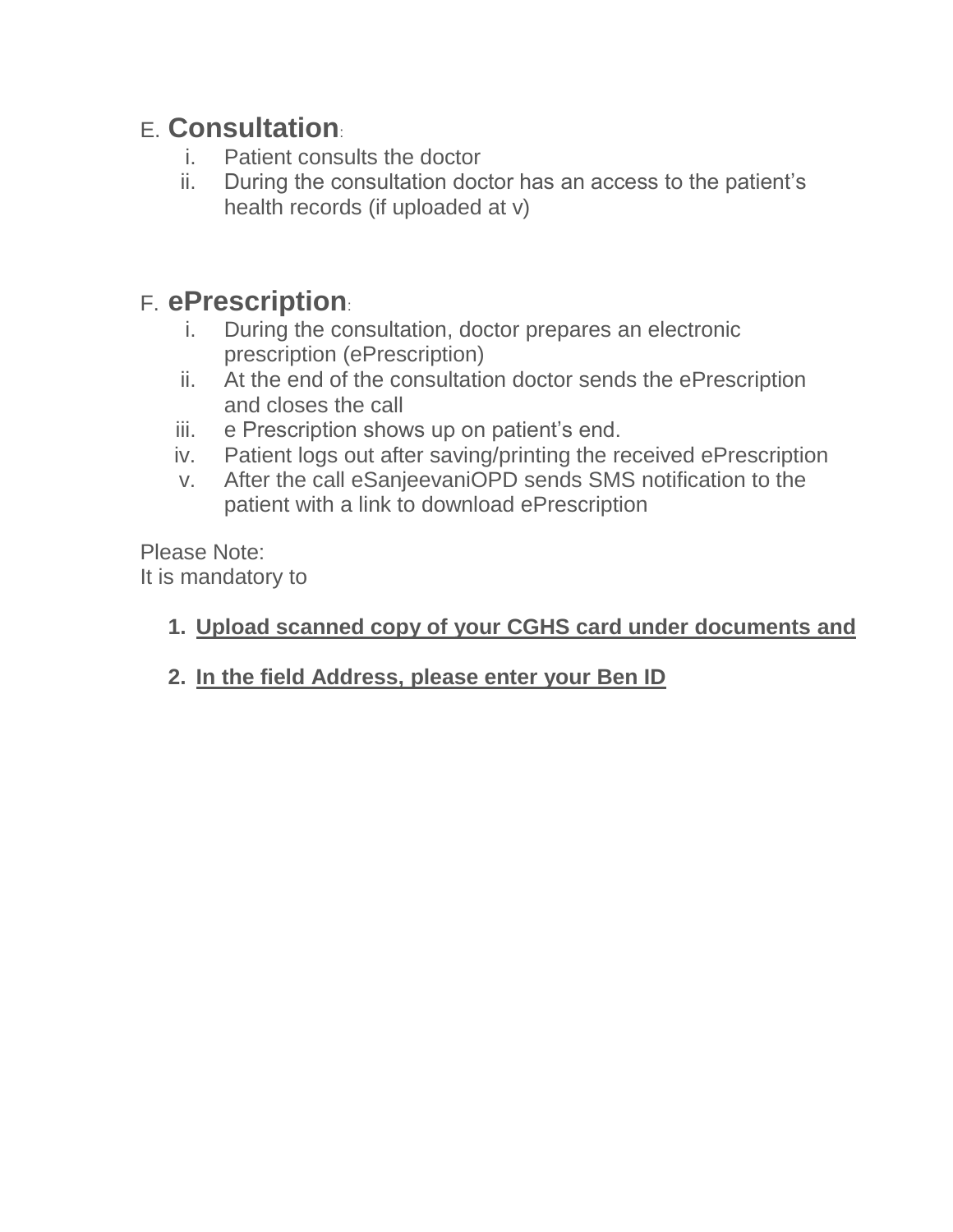E. **Consultation**:

i. Patient consults the doctor
ii. During the consultation doctor has an access to the patient's health records (if uploaded at v)

F. **ePrescription**:

i. During the consultation, doctor prepares an electronic prescription (ePrescription)
ii. At the end of the consultation doctor sends the ePrescription and closes the call
iii. e Prescription shows up on patient's end.
iv. Patient logs out after saving/printing the received ePrescription
v. After the call eSanjeevaniOPD sends SMS notification to the patient with a link to download ePrescription

Please Note:
It is mandatory to

1. **Upload scanned copy of your CGHS card under documents and**
2. **In the field Address, please enter your Ben ID**